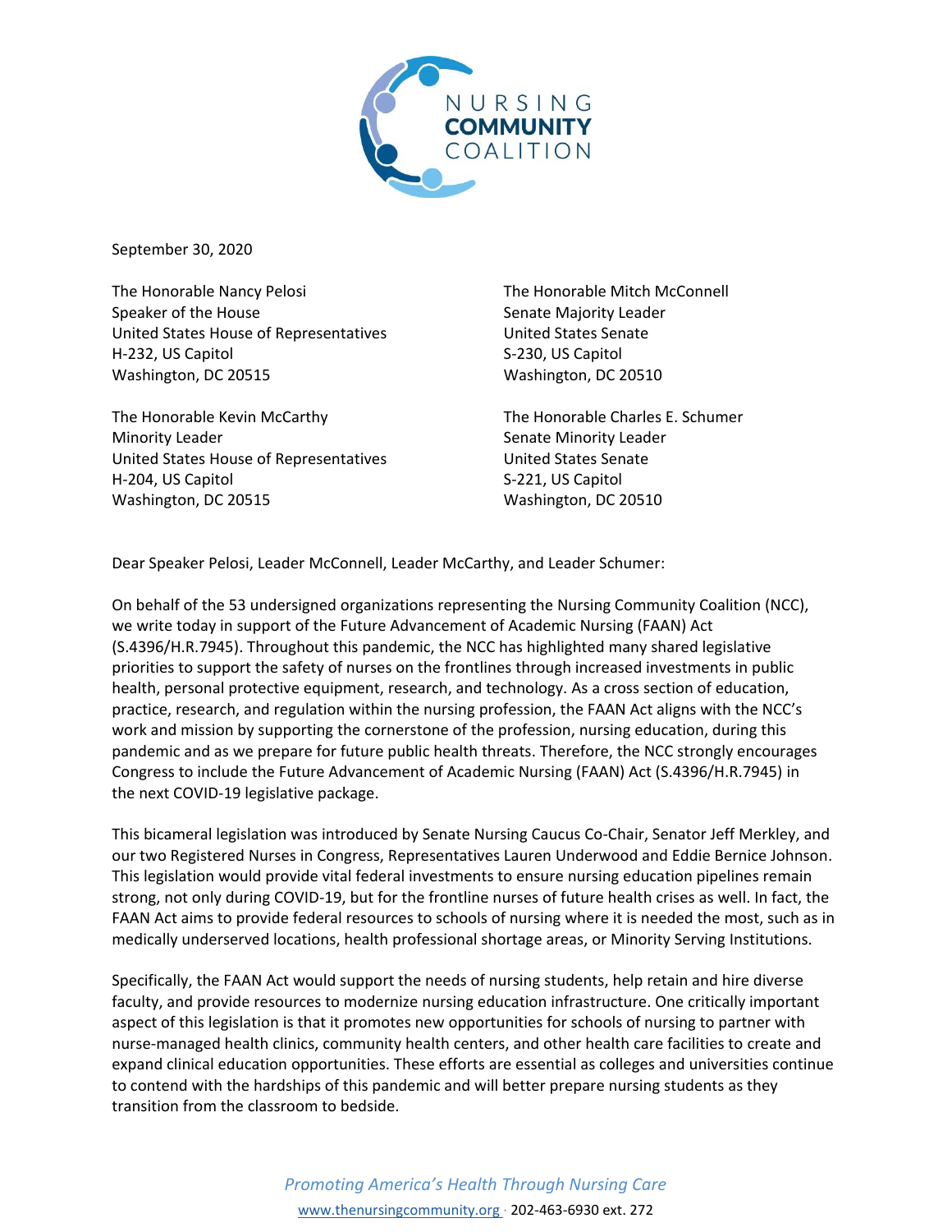NURSING
**COMMUNITY**
COALITION

September 30, 2020

The Honorable Nancy Pelosi
Speaker of the House
United States House of Representatives
H-232, US Capitol
Washington, DC 20515

The Honorable Mitch McConnell
Senate Majority Leader
United States Senate
S-230, US Capitol
Washington, DC 20510

The Honorable Kevin McCarthy
Minority Leader
United States House of Representatives
H-204, US Capitol
Washington, DC 20515

The Honorable Charles E. Schumer
Senate Minority Leader
United States Senate
S-221, US Capitol
Washington, DC 20510

Dear Speaker Pelosi, Leader McConnell, Leader McCarthy, and Leader Schumer:

On behalf of the 53 undersigned organizations representing the Nursing Community Coalition (NCC), we write today in support of the Future Advancement of Academic Nursing (FAAN) Act (S.4396/H.R.7945). Throughout this pandemic, the NCC has highlighted many shared legislative priorities to support the safety of nurses on the frontlines through increased investments in public health, personal protective equipment, research, and technology. As a cross section of education, practice, research, and regulation within the nursing profession, the FAAN Act aligns with the NCC's work and mission by supporting the cornerstone of the profession, nursing education, during this pandemic and as we prepare for future public health threats. Therefore, the NCC strongly encourages Congress to include the Future Advancement of Academic Nursing (FAAN) Act (S.4396/H.R.7945) in the next COVID-19 legislative package.

This bicameral legislation was introduced by Senate Nursing Caucus Co-Chair, Senator Jeff Merkley, and our two Registered Nurses in Congress, Representatives Lauren Underwood and Eddie Bernice Johnson. This legislation would provide vital federal investments to ensure nursing education pipelines remain strong, not only during COVID-19, but for the frontline nurses of future health crises as well. In fact, the FAAN Act aims to provide federal resources to schools of nursing where it is needed the most, such as in medically underserved locations, health professional shortage areas, or Minority Serving Institutions.

Specifically, the FAAN Act would support the needs of nursing students, help retain and hire diverse faculty, and provide resources to modernize nursing education infrastructure. One critically important aspect of this legislation is that it promotes new opportunities for schools of nursing to partner with nurse-managed health clinics, community health centers, and other health care facilities to create and expand clinical education opportunities. These efforts are essential as colleges and universities continue to contend with the hardships of this pandemic and will better prepare nursing students as they transition from the classroom to bedside.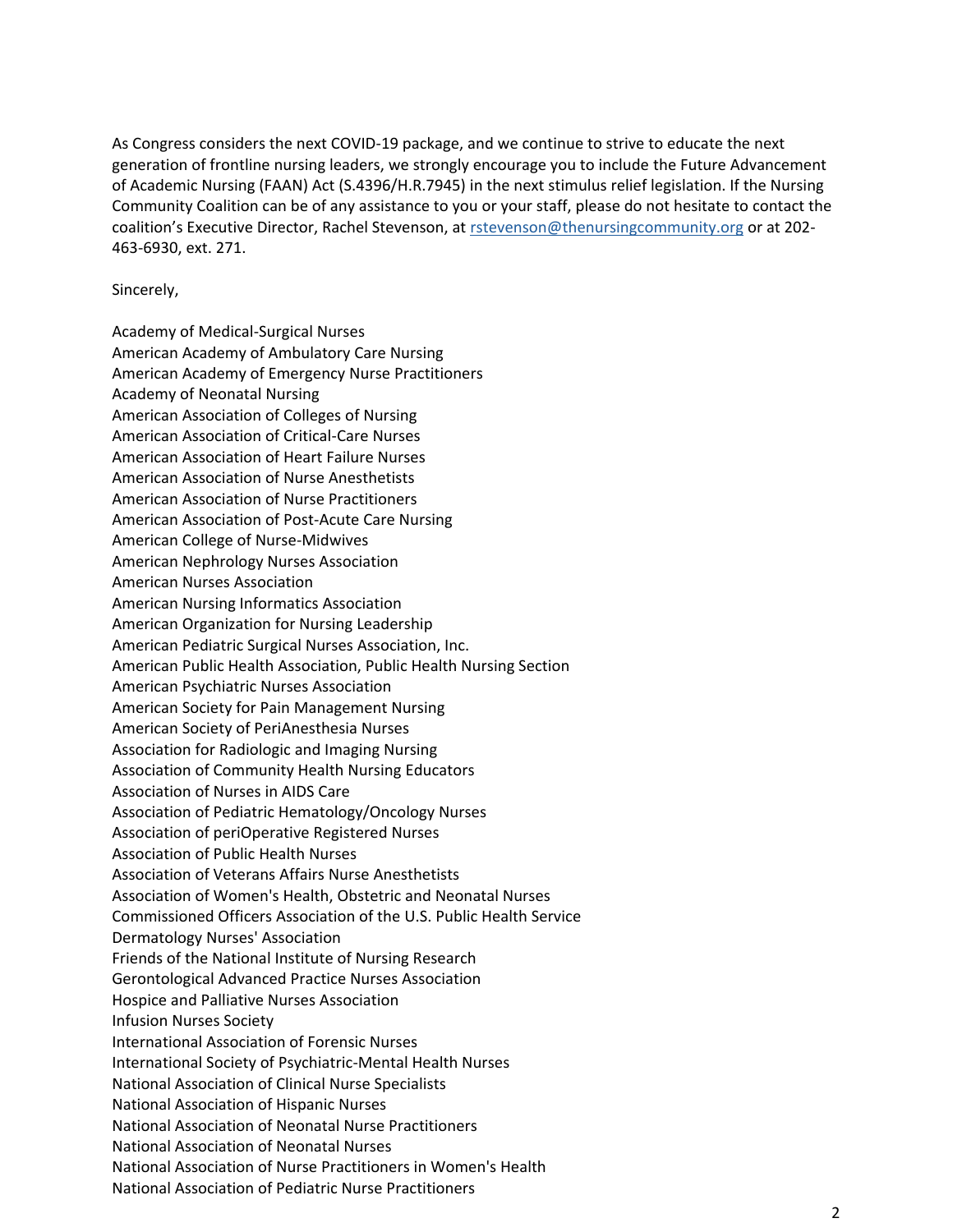As Congress considers the next COVID-19 package, and we continue to strive to educate the next generation of frontline nursing leaders, we strongly encourage you to include the Future Advancement of Academic Nursing (FAAN) Act (S.4396/H.R.7945) in the next stimulus relief legislation. If the Nursing Community Coalition can be of any assistance to you or your staff, please do not hesitate to contact the coalition's Executive Director, Rachel Stevenson, at rstevenson@thenursingcommunity.org or at 202-463-6930, ext. 271.

Sincerely,

Academy of Medical-Surgical Nurses
American Academy of Ambulatory Care Nursing
American Academy of Emergency Nurse Practitioners
Academy of Neonatal Nursing
American Association of Colleges of Nursing
American Association of Critical-Care Nurses
American Association of Heart Failure Nurses
American Association of Nurse Anesthetists
American Association of Nurse Practitioners
American Association of Post-Acute Care Nursing
American College of Nurse-Midwives
American Nephrology Nurses Association
American Nurses Association
American Nursing Informatics Association
American Organization for Nursing Leadership
American Pediatric Surgical Nurses Association, Inc.
American Public Health Association, Public Health Nursing Section
American Psychiatric Nurses Association
American Society for Pain Management Nursing
American Society of PeriAnesthesia Nurses
Association for Radiologic and Imaging Nursing
Association of Community Health Nursing Educators
Association of Nurses in AIDS Care
Association of Pediatric Hematology/Oncology Nurses
Association of periOperative Registered Nurses
Association of Public Health Nurses
Association of Veterans Affairs Nurse Anesthetists
Association of Women's Health, Obstetric and Neonatal Nurses
Commissioned Officers Association of the U.S. Public Health Service
Dermatology Nurses' Association
Friends of the National Institute of Nursing Research
Gerontological Advanced Practice Nurses Association
Hospice and Palliative Nurses Association
Infusion Nurses Society
International Association of Forensic Nurses
International Society of Psychiatric-Mental Health Nurses
National Association of Clinical Nurse Specialists
National Association of Hispanic Nurses
National Association of Neonatal Nurse Practitioners
National Association of Neonatal Nurses
National Association of Nurse Practitioners in Women's Health
National Association of Pediatric Nurse Practitioners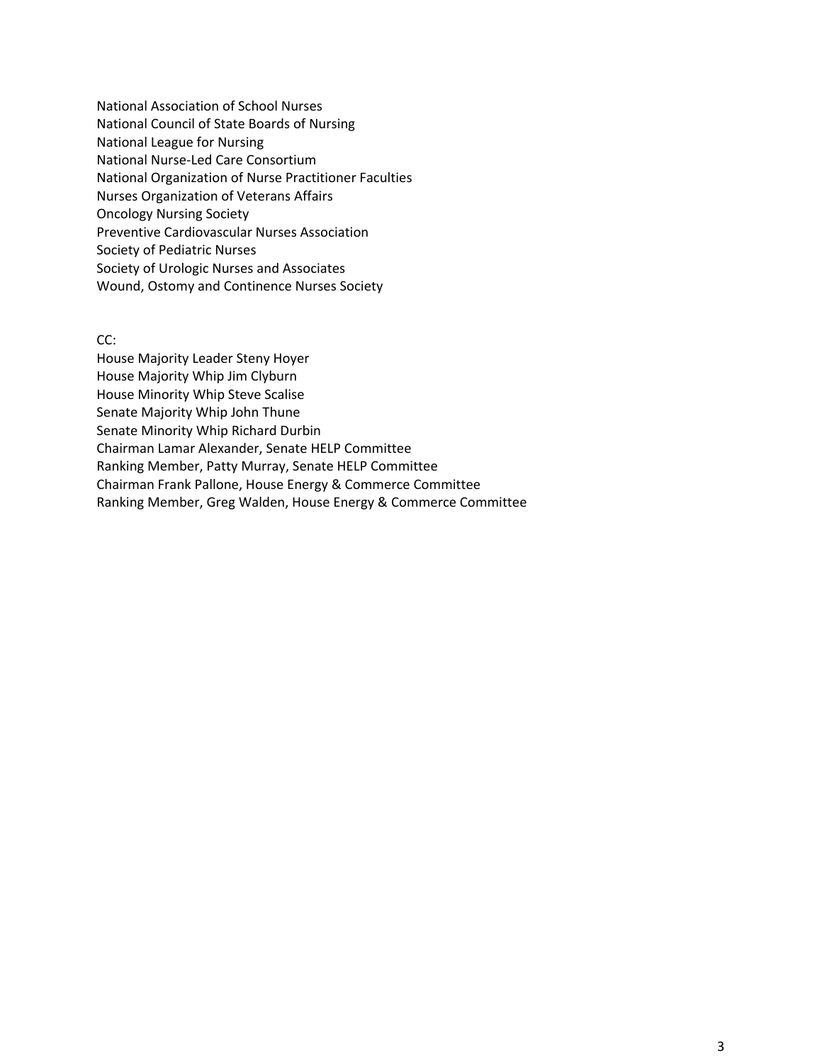National Association of School Nurses
National Council of State Boards of Nursing
National League for Nursing
National Nurse-Led Care Consortium
National Organization of Nurse Practitioner Faculties
Nurses Organization of Veterans Affairs
Oncology Nursing Society
Preventive Cardiovascular Nurses Association
Society of Pediatric Nurses
Society of Urologic Nurses and Associates
Wound, Ostomy and Continence Nurses Society

CC:
House Majority Leader Steny Hoyer
House Majority Whip Jim Clyburn
House Minority Whip Steve Scalise
Senate Majority Whip John Thune
Senate Minority Whip Richard Durbin
Chairman Lamar Alexander, Senate HELP Committee
Ranking Member, Patty Murray, Senate HELP Committee
Chairman Frank Pallone, House Energy & Commerce Committee
Ranking Member, Greg Walden, House Energy & Commerce Committee